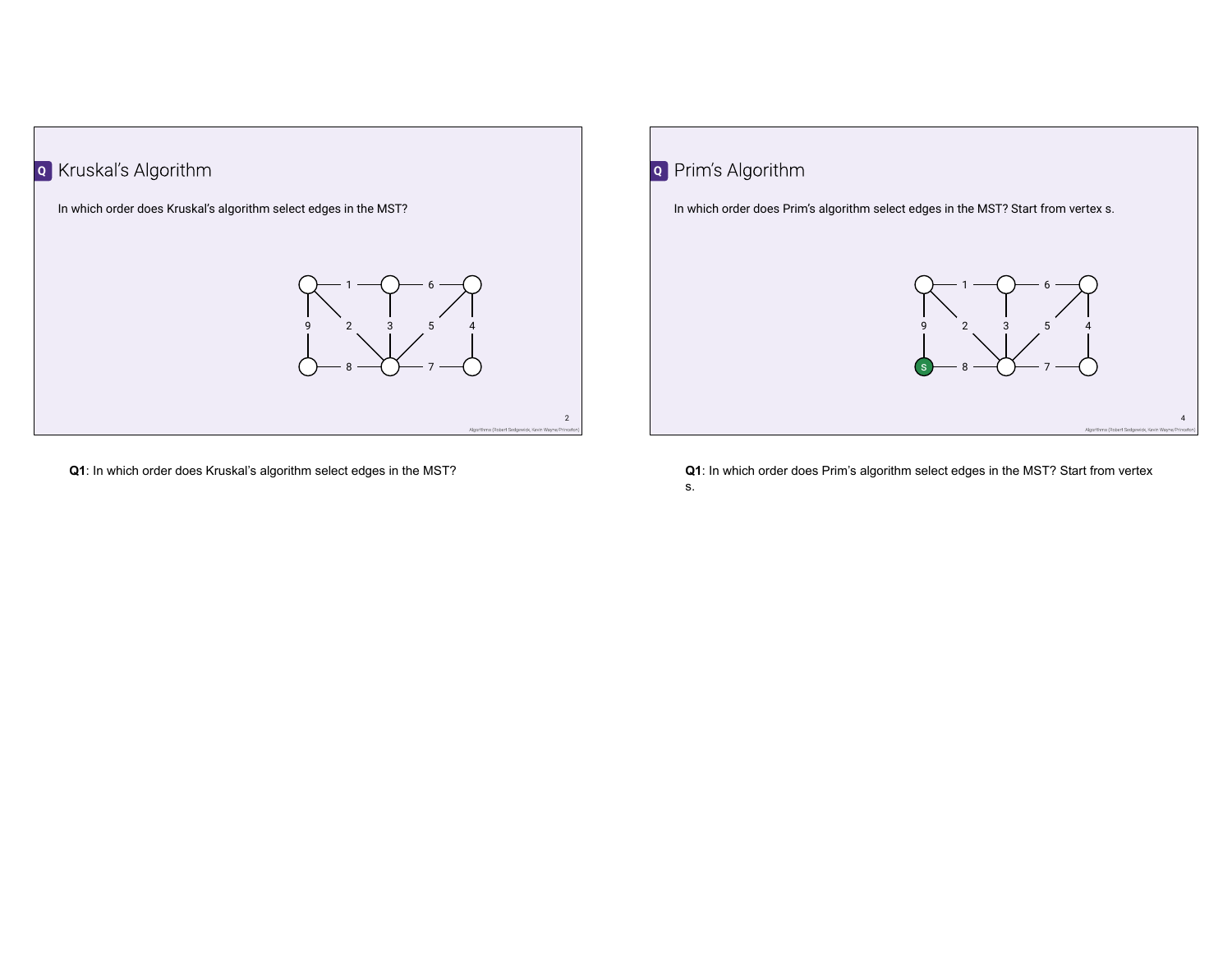## Kruskal's Algorithm

In which order does Kruskal's algorithm select edges in the MST?

**Q1**: In which order does Kruskal's algorithm select edges in the MST?

## Prim's Algorithm

In which order does Prim's algorithm select edges in the MST? Start from vertex s.

**Q1**: In which order does Prim's algorithm select edges in the MST? Start from vertex s.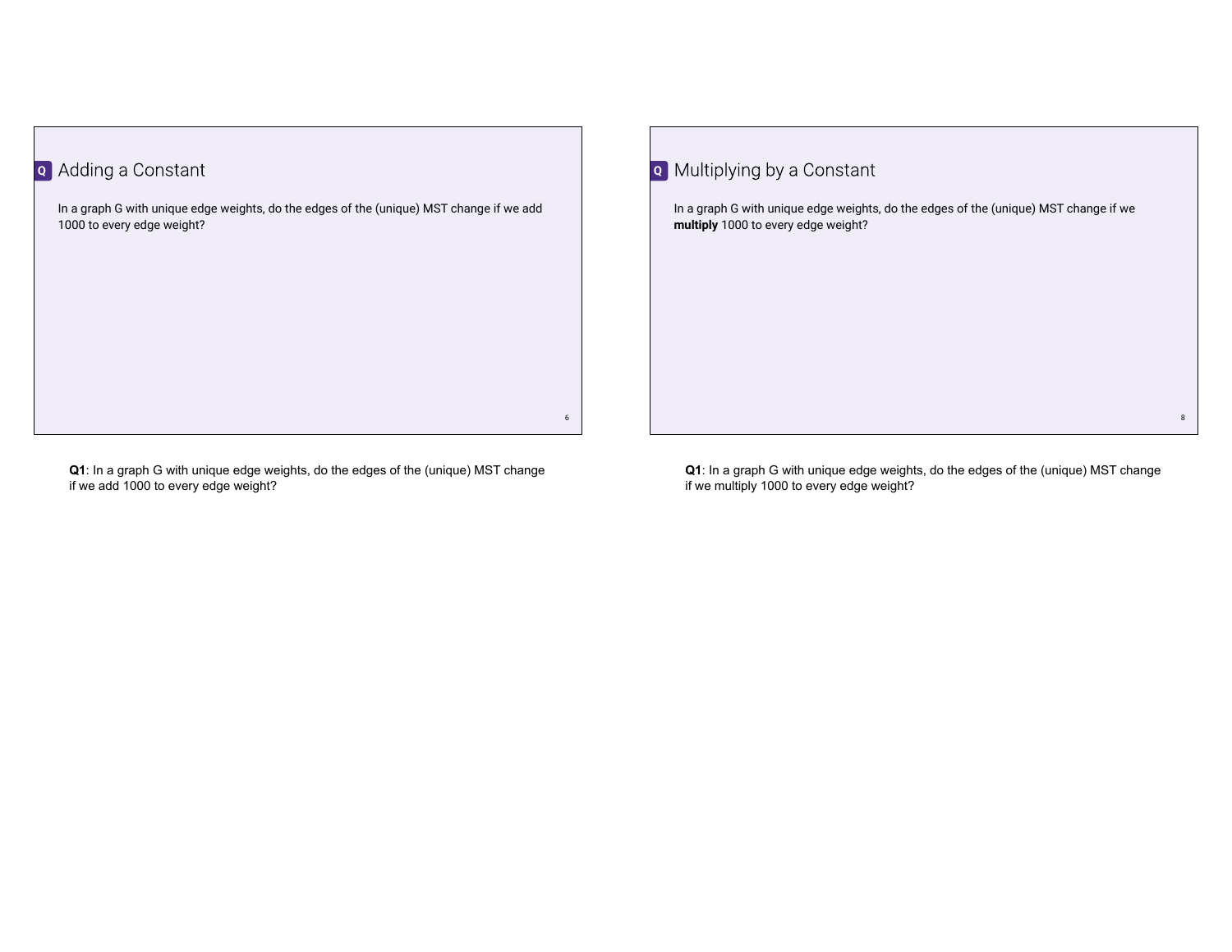## Q Adding a Constant

In a graph G with unique edge weights, do the edges of the (unique) MST change if we add 1000 to every edge weight?

**Q1**: In a graph G with unique edge weights, do the edges of the (unique) MST change if we add 1000 to every edge weight?

## Q Multiplying by a Constant

In a graph G with unique edge weights, do the edges of the (unique) MST change if we **multiply** 1000 to every edge weight?

**Q1**: In a graph G with unique edge weights, do the edges of the (unique) MST change if we multiply 1000 to every edge weight?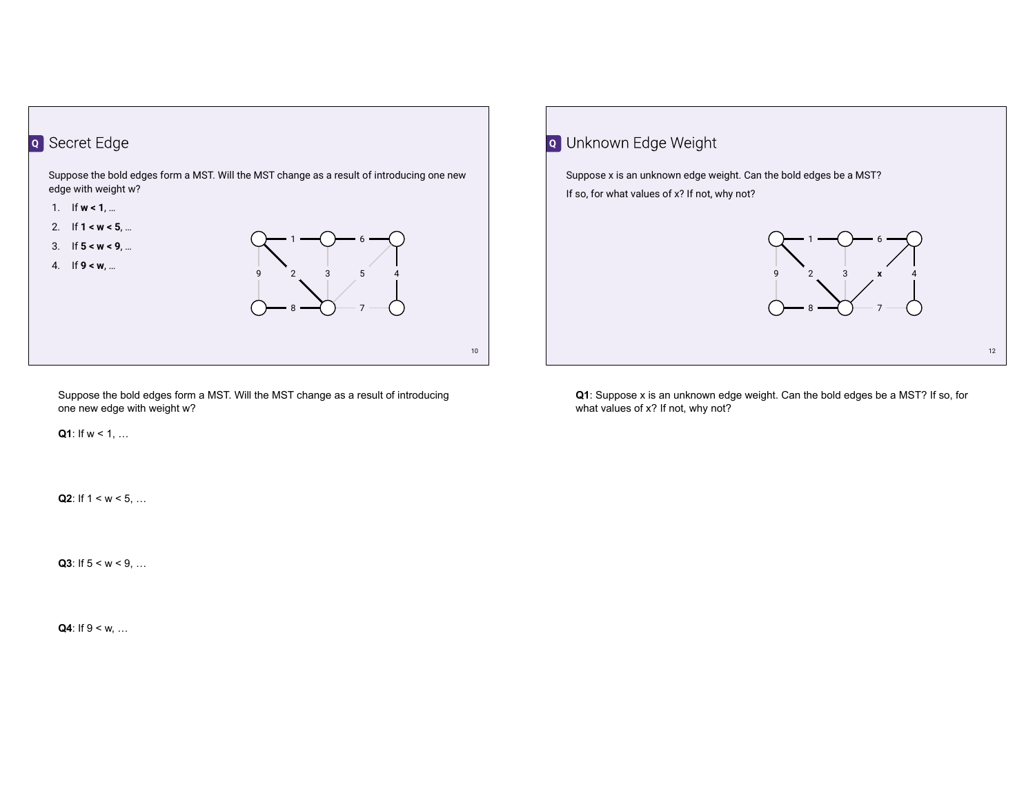## Secret Edge

Suppose the bold edges form a MST. Will the MST change as a result of introducing one new edge with weight w?

1. If **w < 1**, …
2. If **1 < w < 5**, …
3. If **5 < w < 9**, …
4. If **9 < w**, …

## Unknown Edge Weight

Suppose x is an unknown edge weight. Can the bold edges be a MST?

If so, for what values of x? If not, why not?

Suppose the bold edges form a MST. Will the MST change as a result of introducing one new edge with weight w?

**Q1**: If w < 1, …

**Q2**: If 1 < w < 5, …

**Q3**: If 5 < w < 9, …

**Q4**: If 9 < w, …

**Q1**: Suppose x is an unknown edge weight. Can the bold edges be a MST? If so, for what values of x? If not, why not?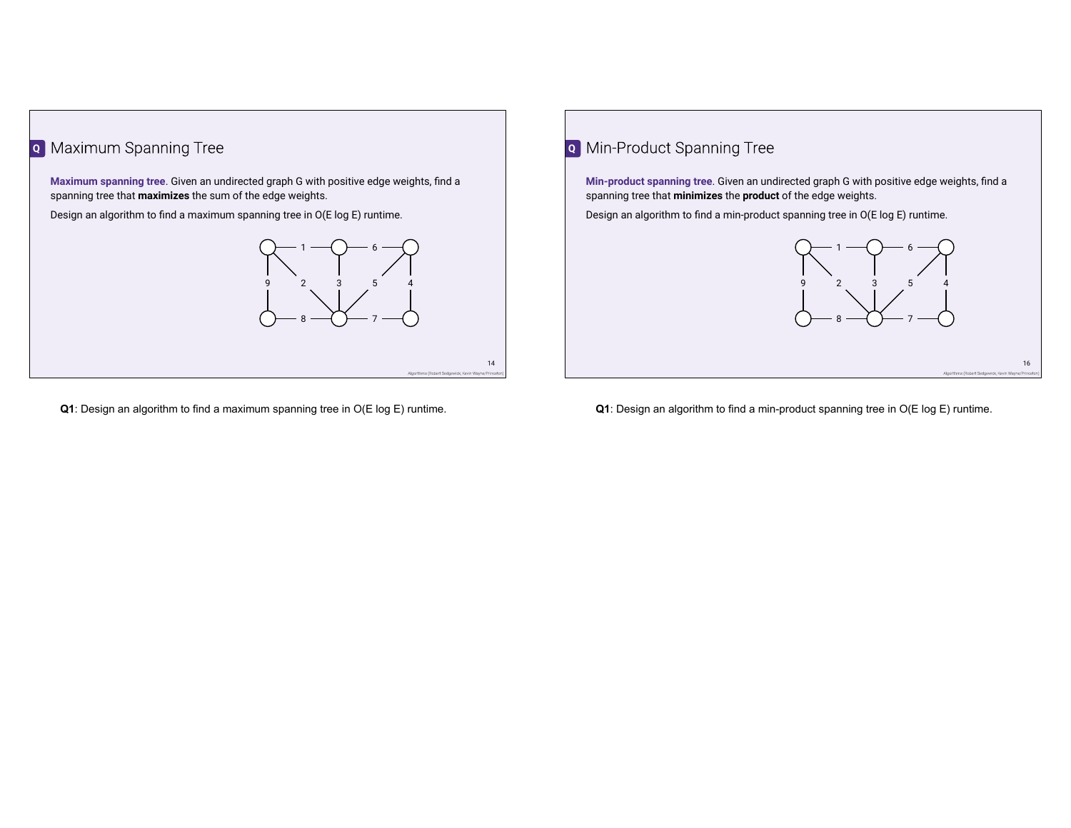## Maximum Spanning Tree

**Maximum spanning tree**. Given an undirected graph G with positive edge weights, find a spanning tree that **maximizes** the sum of the edge weights.

Design an algorithm to find a maximum spanning tree in O(E log E) runtime.

1 6
9 2 3 5 4
8 7

Algorithms (Robert Sedgewick, Kevin Wayne/Princeton)

**Q1**: Design an algorithm to find a maximum spanning tree in O(E log E) runtime.

## Min-Product Spanning Tree

**Min-product spanning tree**. Given an undirected graph G with positive edge weights, find a spanning tree that **minimizes** the **product** of the edge weights.

Design an algorithm to find a min-product spanning tree in O(E log E) runtime.

1 6
9 2 3 5 4
8 7

Algorithms (Robert Sedgewick, Kevin Wayne/Princeton)

**Q1**: Design an algorithm to find a min-product spanning tree in O(E log E) runtime.